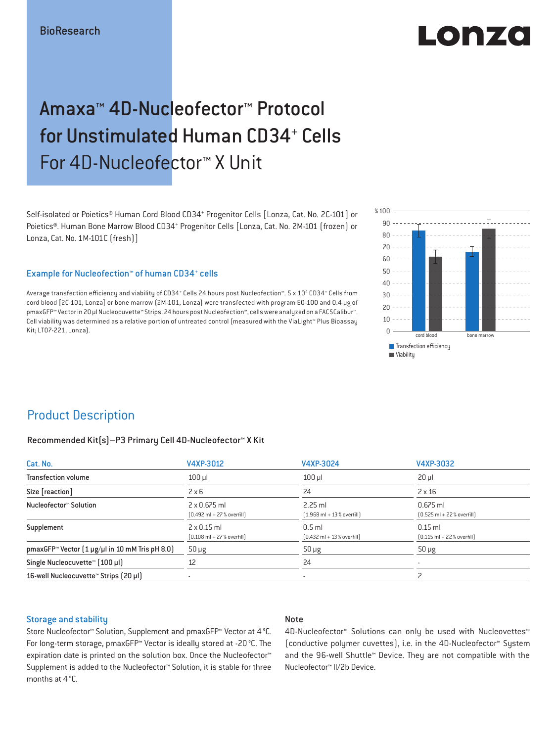BioResearch

# Amaxa™ 4D-Nucleofector™ Protocol for Unstimulated Human CD34[+] Cells
For 4D-Nucleofector™ X Unit

Self-isolated or Poietics® Human Cord Blood CD34[+] Progenitor Cells [Lonza, Cat. No. 2C-101] or Poietics®. Human Bone Marrow Blood CD34[+] Progenitor Cells [Lonza, Cat. No. 2M-101 (frozen) or Lonza, Cat. No. 1M-101C (fresh)]

### Example for Nucleofection™ of human CD34[+] cells

Average transfection efficiency and viability of CD34[+] Cells 24 hours post Nucleofection™. 5 x $10^4$ CD34[+] Cells from cord blood (2C-101, Lonza) or bone marrow (2M-101, Lonza) were transfected with program EO-100 and 0.4 µg of pmaxGFP™ Vector in 20 µl Nucleocuvette™ Strips. 24 hours post Nucleofection™, cells were analyzed on a FACSCalibur™. Cell viability was determined as a relative portion of untreated control (measured with the ViaLight™ Plus Bioassay Kit; LT07-221, Lonza).

## Product Description

### Recommended Kit(s)–P3 Primary Cell 4D-Nucleofector™ X Kit

| Cat. No. | V4XP-3012 | V4XP-3024 | V4XP-3032 |
|---|---|---|---|
| Transfection volume | 100 µl | 100 µl | 20 µl |
| Size [reaction] | 2 x 6 | 24 | 2 x 16 |
| Nucleofector™ Solution | 2 x 0.675 ml (0.492 ml + 27 % overfill) | 2.25 ml (1.968 ml + 13 % overfill) | 0.675 ml (0.525 ml + 22 % overfill) |
| Supplement | 2 x 0.15 ml (0.108 ml + 27 % overfill) | 0.5 ml (0.432 ml + 13 % overfill) | 0.15 ml (0.115 ml + 22 % overfill) |
| pmaxGFP™ Vector (1 µg/µl in 10 mM Tris pH 8.0) | 50 µg | 50 µg | 50 µg |
| Single Nucleocuvette™ (100 µl) | 12 | 24 | - |
| 16-well Nucleocuvette™ Strips (20 µl) | - | - | 2 |

### Storage and stability

Store Nucleofector™ Solution, Supplement and pmaxGFP™ Vector at 4 °C. For long-term storage, pmaxGFP™ Vector is ideally stored at -20 °C. The expiration date is printed on the solution box. Once the Nucleofector™ Supplement is added to the Nucleofector™ Solution, it is stable for three months at 4 °C.

### Note

4D-Nucleofector™ Solutions can only be used with Nucleovettes™ (conductive polymer cuvettes), i.e. in the 4D-Nucleofector™ System and the 96-well Shuttle™ Device. They are not compatible with the Nucleofector™ II/2b Device.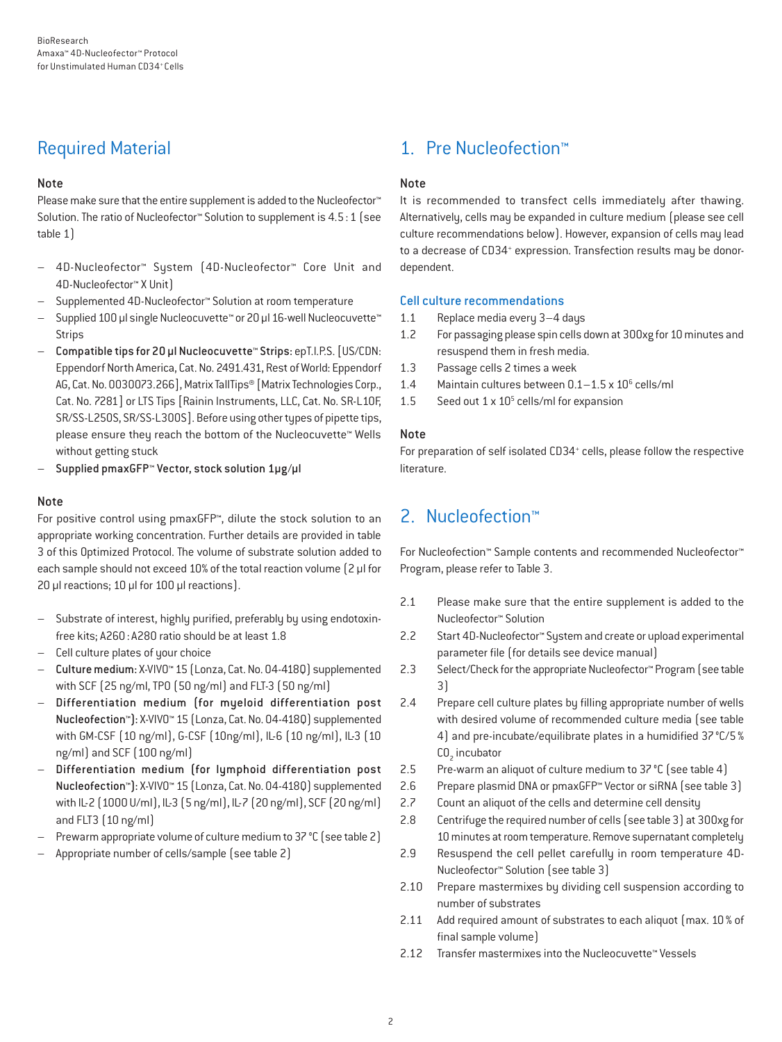## Required Material

### Note

Please make sure that the entire supplement is added to the Nucleofector™ Solution. The ratio of Nucleofector™ Solution to supplement is 4.5 : 1 (see table 1)

- 4D-Nucleofector™ System (4D-Nucleofector™ Core Unit and 4D-Nucleofector™ X Unit)
- Supplemented 4D-Nucleofector™ Solution at room temperature
- Supplied 100 µl single Nucleocuvette™ or 20 µl 16-well Nucleocuvette™ Strips
- **Compatible tips for 20 µl Nucleocuvette™ Strips:** epT.I.P.S. [US/CDN: Eppendorf North America, Cat. No. 2491.431, Rest of World: Eppendorf AG, Cat. No. 0030073.266], Matrix TallTips® [Matrix Technologies Corp., Cat. No. 7281] or LTS Tips [Rainin Instruments, LLC, Cat. No. SR-L10F, SR/SS-L250S, SR/SS-L300S]. Before using other types of pipette tips, please ensure they reach the bottom of the Nucleocuvette™ Wells without getting stuck
- **Supplied pmaxGFP™ Vector, stock solution 1µg/µl**

### Note

For positive control using pmaxGFP™, dilute the stock solution to an appropriate working concentration. Further details are provided in table 3 of this Optimized Protocol. The volume of substrate solution added to each sample should not exceed 10% of the total reaction volume (2 µl for 20 µl reactions; 10 µl for 100 µl reactions).

- Substrate of interest, highly purified, preferably by using endotoxin-free kits; A260 : A280 ratio should be at least 1.8
- Cell culture plates of your choice
- **Culture medium:** X-VIVO™ 15 (Lonza, Cat. No. 04-418Q) supplemented with SCF (25 ng/ml, TPO (50 ng/ml) and FLT-3 (50 ng/ml)
- **Differentiation medium (for myeloid differentiation post Nucleofection™):** X-VIVO™ 15 (Lonza, Cat. No. 04-418Q) supplemented with GM-CSF (10 ng/ml), G-CSF (10ng/ml), IL-6 (10 ng/ml), IL-3 (10 ng/ml) and SCF (100 ng/ml)
- **Differentiation medium (for lymphoid differentiation post Nucleofection™):** X-VIVO™ 15 (Lonza, Cat. No. 04-418Q) supplemented with IL-2 (1000 U/ml), IL-3 (5 ng/ml), IL-7 (20 ng/ml), SCF (20 ng/ml) and FLT3 (10 ng/ml)
- Prewarm appropriate volume of culture medium to 37 °C (see table 2)
- Appropriate number of cells/sample (see table 2)

## 1. Pre Nucleofection™

### Note

It is recommended to transfect cells immediately after thawing. Alternatively, cells may be expanded in culture medium (please see cell culture recommendations below). However, expansion of cells may lead to a decrease of CD34+ expression. Transfection results may be donor-dependent.

### Cell culture recommendations

1.1 Replace media every 3–4 days

1.2 For passaging please spin cells down at 300xg for 10 minutes and resuspend them in fresh media.

1.3 Passage cells 2 times a week

1.4 Maintain cultures between 0.1–1.5 x $10^6$ cells/ml

1.5 Seed out 1 x $10^5$ cells/ml for expansion

### Note

For preparation of self isolated CD34+ cells, please follow the respective literature.

## 2. Nucleofection™

For Nucleofection™ Sample contents and recommended Nucleofector™ Program, please refer to Table 3.

2.1 Please make sure that the entire supplement is added to the Nucleofector™ Solution

2.2 Start 4D-Nucleofector™ System and create or upload experimental parameter file (for details see device manual)

2.3 Select/Check for the appropriate Nucleofector™ Program (see table 3)

2.4 Prepare cell culture plates by filling appropriate number of wells with desired volume of recommended culture media (see table 4) and pre-incubate/equilibrate plates in a humidified 37 °C/5 % $CO_2$ incubator

2.5 Pre-warm an aliquot of culture medium to 37 °C (see table 4)

2.6 Prepare plasmid DNA or pmaxGFP™ Vector or siRNA (see table 3)

2.7 Count an aliquot of the cells and determine cell density

2.8 Centrifuge the required number of cells (see table 3) at 300xg for 10 minutes at room temperature. Remove supernatant completely

2.9 Resuspend the cell pellet carefully in room temperature 4D-Nucleofector™ Solution (see table 3)

2.10 Prepare mastermixes by dividing cell suspension according to number of substrates

2.11 Add required amount of substrates to each aliquot (max. 10 % of final sample volume)

2.12 Transfer mastermixes into the Nucleocuvette™ Vessels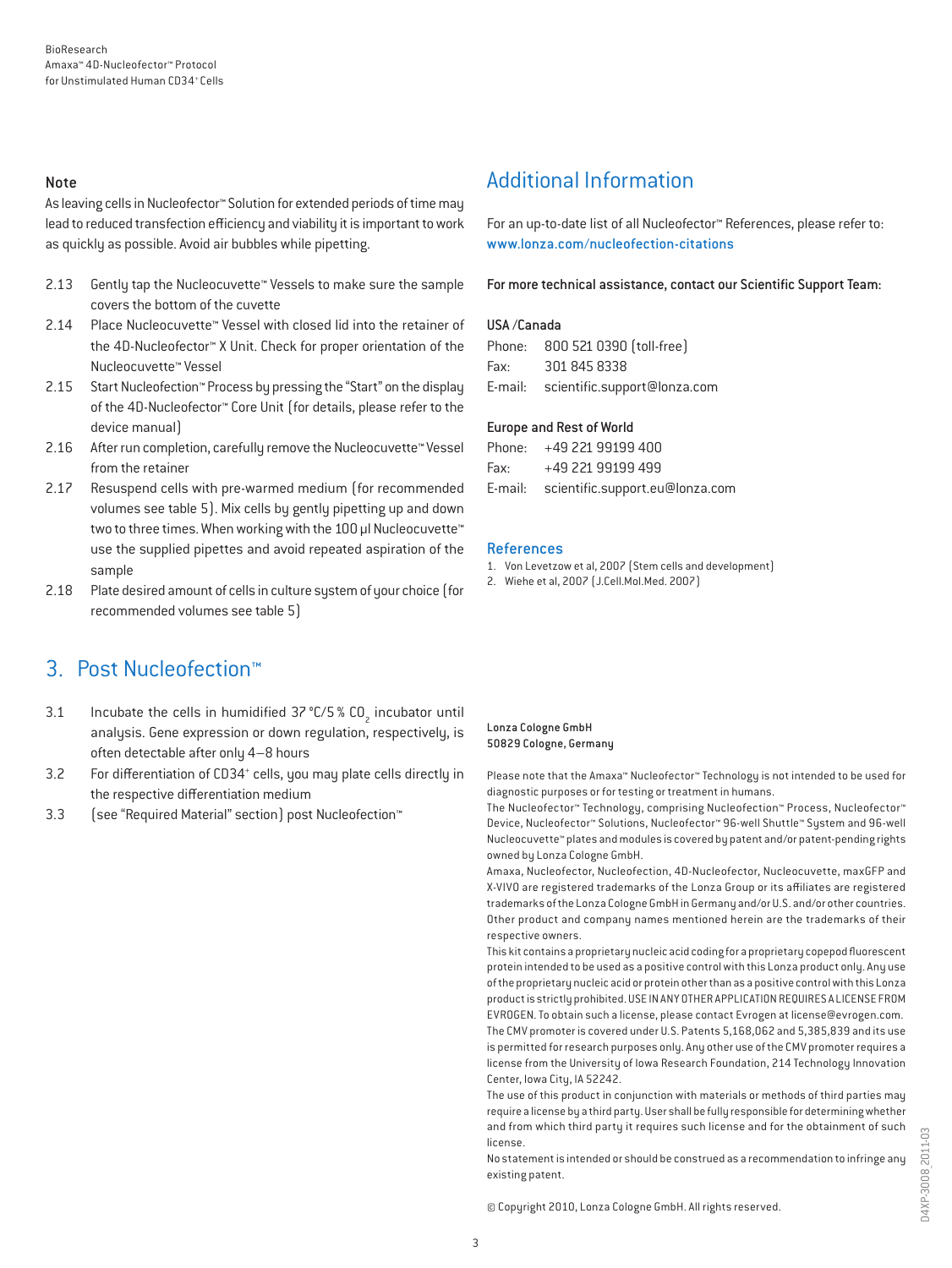### Note

As leaving cells in Nucleofector™ Solution for extended periods of time may lead to reduced transfection efficiency and viability it is important to work as quickly as possible. Avoid air bubbles while pipetting.

2.13 Gently tap the Nucleocuvette™ Vessels to make sure the sample covers the bottom of the cuvette

2.14 Place Nucleocuvette™ Vessel with closed lid into the retainer of the 4D-Nucleofector™ X Unit. Check for proper orientation of the Nucleocuvette™ Vessel

2.15 Start Nucleofection™ Process by pressing the "Start" on the display of the 4D-Nucleofector™ Core Unit (for details, please refer to the device manual)

2.16 After run completion, carefully remove the Nucleocuvette™ Vessel from the retainer

2.17 Resuspend cells with pre-warmed medium (for recommended volumes see table 5). Mix cells by gently pipetting up and down two to three times. When working with the 100 µl Nucleocuvette™ use the supplied pipettes and avoid repeated aspiration of the sample

2.18 Plate desired amount of cells in culture system of your choice (for recommended volumes see table 5)

## 3. Post Nucleofection™

3.1 Incubate the cells in humidified 37°C/5% $CO_2$ incubator until analysis. Gene expression or down regulation, respectively, is often detectable after only 4–8 hours

3.2 For differentiation of CD34⁺ cells, you may plate cells directly in the respective differentiation medium

3.3 (see "Required Material" section) post Nucleofection™

## Additional Information

For an up-to-date list of all Nucleofector™ References, please refer to: www.lonza.com/nucleofection-citations

For more technical assistance, contact our Scientific Support Team:

**USA /Canada**
Phone: 800 521 0390 (toll-free)
Fax: 301 845 8338
E-mail: scientific.support@lonza.com

**Europe and Rest of World**
Phone: +49 221 99199 400
Fax: +49 221 99199 499
E-mail: scientific.support.eu@lonza.com

### References

1. Von Levetzow et al, 2007 (Stem cells and development)
2. Wiehe et al, 2007 (J.Cell.Mol.Med. 2007)

Lonza Cologne GmbH
50829 Cologne, Germany

Please note that the Amaxa™ Nucleofector™ Technology is not intended to be used for diagnostic purposes or for testing or treatment in humans.
The Nucleofector™ Technology, comprising Nucleofection™ Process, Nucleofector™ Device, Nucleofector™ Solutions, Nucleofector™ 96-well Shuttle™ System and 96-well Nucleocuvette™ plates and modules is covered by patent and/or patent-pending rights owned by Lonza Cologne GmbH.
Amaxa, Nucleofector, Nucleofection, 4D-Nucleofector, Nucleocuvette, maxGFP and X-VIVO are registered trademarks of the Lonza Group or its affiliates are registered trademarks of the Lonza Cologne GmbH in Germany and/or U.S. and/or other countries. Other product and company names mentioned herein are the trademarks of their respective owners.
This kit contains a proprietary nucleic acid coding for a proprietary copepod fluorescent protein intended to be used as a positive control with this Lonza product only. Any use of the proprietary nucleic acid or protein other than as a positive control with this Lonza product is strictly prohibited. USE IN ANY OTHER APPLICATION REQUIRES A LICENSE FROM EVROGEN. To obtain such a license, please contact Evrogen at license@evrogen.com.
The CMV promoter is covered under U.S. Patents 5,168,062 and 5,385,839 and its use is permitted for research purposes only. Any other use of the CMV promoter requires a license from the University of Iowa Research Foundation, 214 Technology Innovation Center, Iowa City, IA 52242.
The use of this product in conjunction with materials or methods of third parties may require a license by a third party. User shall be fully responsible for determining whether and from which third party it requires such license and for the obtainment of such license.
No statement is intended or should be construed as a recommendation to infringe any existing patent.

© Copyright 2010, Lonza Cologne GmbH. All rights reserved.

D4XP-3008_2011-03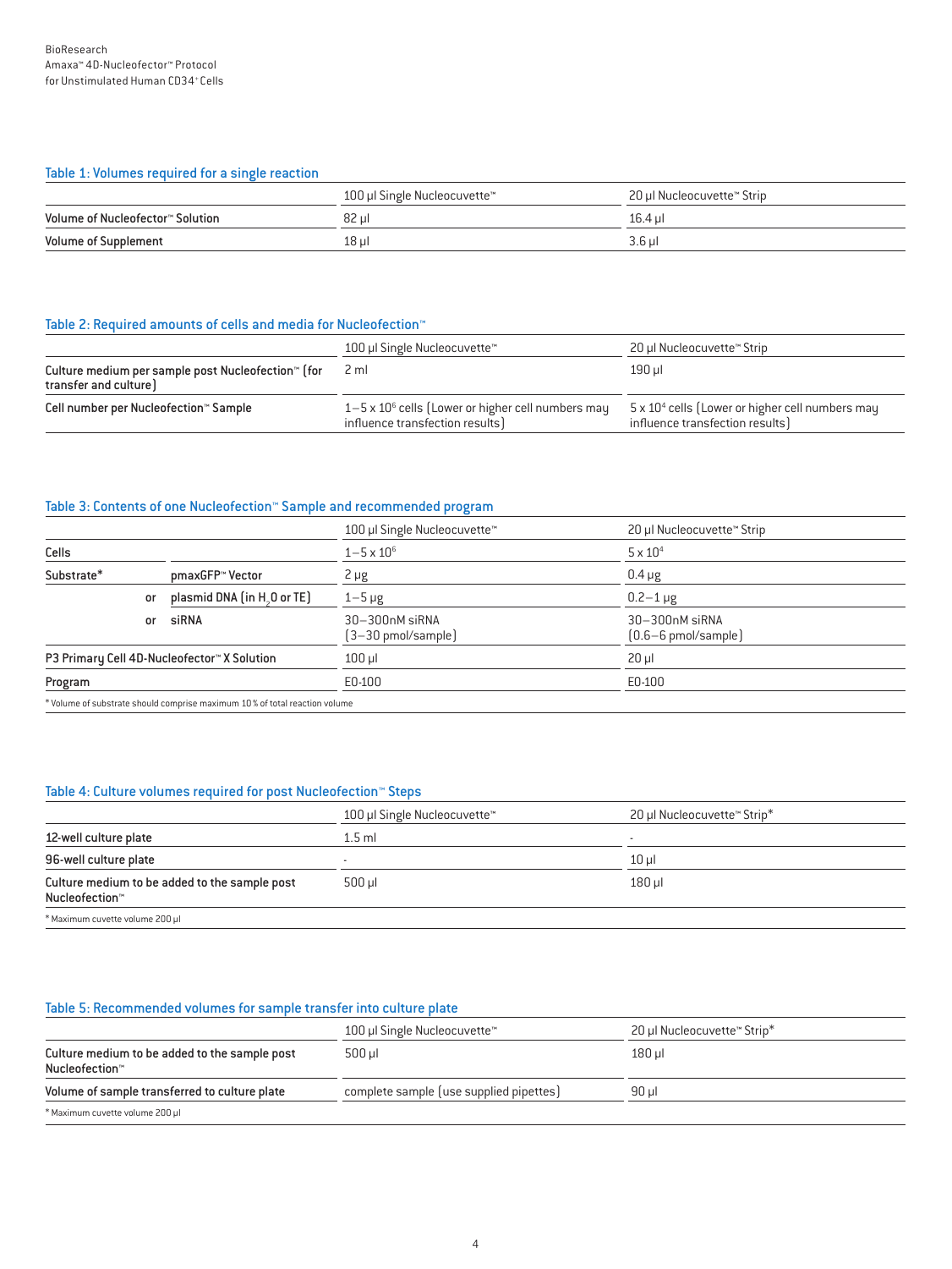### Table 1: Volumes required for a single reaction

| | 100 µl Single Nucleocuvette™ | 20 µl Nucleocuvette™ Strip |
|---|---|---|
| **Volume of Nucleofector™ Solution** | 82 µl | 16.4 µl |
| **Volume of Supplement** | 18 µl | 3.6 µl |

### Table 2: Required amounts of cells and media for Nucleofection™

| | 100 µl Single Nucleocuvette™ | 20 µl Nucleocuvette™ Strip |
|---|---|---|
| **Culture medium per sample post Nucleofection™ (for transfer and culture)** | 2 ml | 190 µl |
| **Cell number per Nucleofection™ Sample** | $1-5 \times 10^6$ cells (Lower or higher cell numbers may influence transfection results) | $5 \times 10^4$ cells (Lower or higher cell numbers may influence transfection results) |

### Table 3: Contents of one Nucleofection™ Sample and recommended program

| | | | 100 µl Single Nucleocuvette™ | 20 µl Nucleocuvette™ Strip |
|---|---|---|---|---|
| **Cells** | | | $1-5 \times 10^6$ | $5 \times 10^4$ |
| **Substrate*** | | **pmaxGFP™ Vector** | 2 µg | 0.4 µg |
| | **or** | **plasmid DNA (in $H_2O$ or TE)** | 1–5 µg | 0.2–1 µg |
| | **or** | **siRNA** | 30–300nM siRNA (3–30 pmol/sample) | 30–300nM siRNA (0.6–6 pmol/sample) |
| **P3 Primary Cell 4D-Nucleofector™ X Solution** | | | 100 µl | 20 µl |
| **Program** | | | EO-100 | EO-100 |

\* Volume of substrate should comprise maximum 10% of total reaction volume

### Table 4: Culture volumes required for post Nucleofection™ Steps

| | 100 µl Single Nucleocuvette™ | 20 µl Nucleocuvette™ Strip* |
|---|---|---|
| **12-well culture plate** | 1.5 ml | - |
| **96-well culture plate** | - | 10 µl |
| **Culture medium to be added to the sample post Nucleofection™** | 500 µl | 180 µl |

\* Maximum cuvette volume 200 µl

### Table 5: Recommended volumes for sample transfer into culture plate

| | 100 µl Single Nucleocuvette™ | 20 µl Nucleocuvette™ Strip* |
|---|---|---|
| **Culture medium to be added to the sample post Nucleofection™** | 500 µl | 180 µl |
| **Volume of sample transferred to culture plate** | complete sample (use supplied pipettes) | 90 µl |

\* Maximum cuvette volume 200 µl